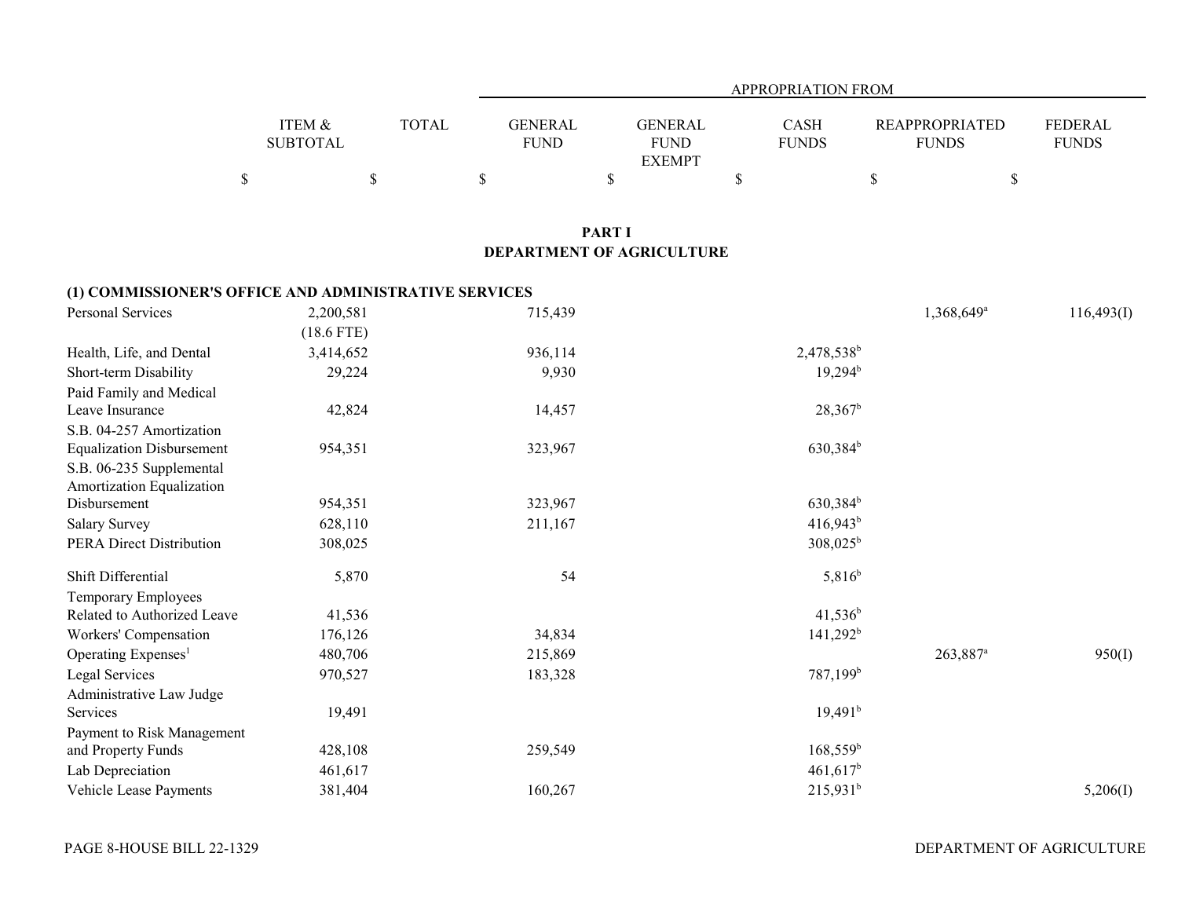| | ITEM & SUBTOTAL | TOTAL | APPROPRIATION FROM GENERAL FUND | GENERAL FUND EXEMPT | CASH FUNDS | REAPPROPRIATED FUNDS | FEDERAL FUNDS |
|---|---|---|---|---|---|---|---|
| | $ | $ | $ | $ | $ | $ | $ |

## PART I
## DEPARTMENT OF AGRICULTURE

### (1) COMMISSIONER'S OFFICE AND ADMINISTRATIVE SERVICES

| | ITEM & SUBTOTAL | TOTAL | GENERAL FUND | GENERAL FUND EXEMPT | CASH FUNDS | REAPPROPRIATED FUNDS | FEDERAL FUNDS |
|---|---|---|---|---|---|---|---|
| Personal Services | 2,200,581 (18.6 FTE) | | 715,439 | | | 1,368,649[a] | 116,493(I) |
| Health, Life, and Dental | 3,414,652 | | 936,114 | | 2,478,538[b] | | |
| Short-term Disability | 29,224 | | 9,930 | | 19,294[b] | | |
| Paid Family and Medical Leave Insurance | 42,824 | | 14,457 | | 28,367[b] | | |
| S.B. 04-257 Amortization Equalization Disbursement | 954,351 | | 323,967 | | 630,384[b] | | |
| S.B. 06-235 Supplemental Amortization Equalization Disbursement | 954,351 | | 323,967 | | 630,384[b] | | |
| Salary Survey | 628,110 | | 211,167 | | 416,943[b] | | |
| PERA Direct Distribution | 308,025 | | | | 308,025[b] | | |
| Shift Differential | 5,870 | | 54 | | 5,816[b] | | |
| Temporary Employees Related to Authorized Leave | 41,536 | | | | 41,536[b] | | |
| Workers' Compensation | 176,126 | | 34,834 | | 141,292[b] | | |
| Operating Expenses[1] | 480,706 | | 215,869 | | | 263,887[a] | 950(I) |
| Legal Services | 970,527 | | 183,328 | | 787,199[b] | | |
| Administrative Law Judge Services | 19,491 | | | | 19,491[b] | | |
| Payment to Risk Management and Property Funds | 428,108 | | 259,549 | | 168,559[b] | | |
| Lab Depreciation | 461,617 | | | | 461,617[b] | | |
| Vehicle Lease Payments | 381,404 | | 160,267 | | 215,931[b] | | 5,206(I) |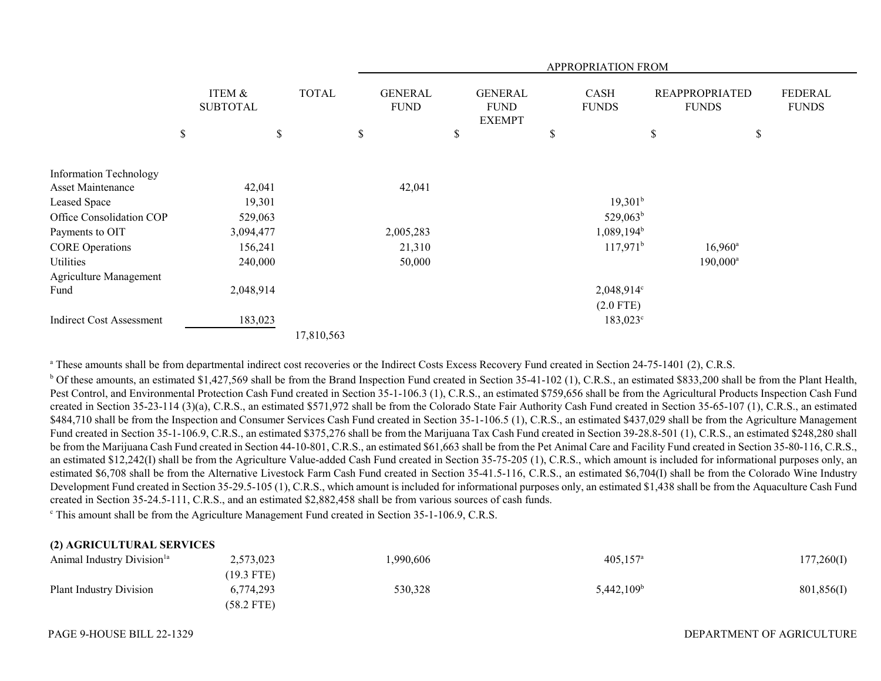| | ITEM & SUBTOTAL | TOTAL | APPROPRIATION FROM | | | | |
|---|---|---|---|---|---|---|---|
| | | | GENERAL FUND | GENERAL FUND EXEMPT | CASH FUNDS | REAPPROPRIATED FUNDS | FEDERAL FUNDS |
| | $ | $ | $ | $ | $ | $ | $ |
| Information Technology Asset Maintenance | 42,041 | | 42,041 | | | | |
| Leased Space | 19,301 | | | | 19,301[b] | | |
| Office Consolidation COP | 529,063 | | | | 529,063[b] | | |
| Payments to OIT | 3,094,477 | | 2,005,283 | | 1,089,194[b] | | |
| CORE Operations | 156,241 | | 21,310 | | 117,971[b] | 16,960[a] | |
| Utilities | 240,000 | | 50,000 | | | 190,000[a] | |
| Agriculture Management Fund | 2,048,914 | | | | 2,048,914[c] (2.0 FTE) | | |
| Indirect Cost Assessment | 183,023 | | | | 183,023[c] | | |
| | | 17,810,563 | | | | | |

[a] These amounts shall be from departmental indirect cost recoveries or the Indirect Costs Excess Recovery Fund created in Section 24-75-1401 (2), C.R.S.

[b] Of these amounts, an estimated $1,427,569 shall be from the Brand Inspection Fund created in Section 35-41-102 (1), C.R.S., an estimated $833,200 shall be from the Plant Health, Pest Control, and Environmental Protection Cash Fund created in Section 35-1-106.3 (1), C.R.S., an estimated $759,656 shall be from the Agricultural Products Inspection Cash Fund created in Section 35-23-114 (3)(a), C.R.S., an estimated $571,972 shall be from the Colorado State Fair Authority Cash Fund created in Section 35-65-107 (1), C.R.S., an estimated $484,710 shall be from the Inspection and Consumer Services Cash Fund created in Section 35-1-106.5 (1), C.R.S., an estimated $437,029 shall be from the Agriculture Management Fund created in Section 35-1-106.9, C.R.S., an estimated $375,276 shall be from the Marijuana Tax Cash Fund created in Section 39-28.8-501 (1), C.R.S., an estimated $248,280 shall be from the Marijuana Cash Fund created in Section 44-10-801, C.R.S., an estimated $61,663 shall be from the Pet Animal Care and Facility Fund created in Section 35-80-116, C.R.S., an estimated $12,242(I) shall be from the Agriculture Value-added Cash Fund created in Section 35-75-205 (1), C.R.S., which amount is included for informational purposes only, an estimated $6,708 shall be from the Alternative Livestock Farm Cash Fund created in Section 35-41.5-116, C.R.S., an estimated $6,704(I) shall be from the Colorado Wine Industry Development Fund created in Section 35-29.5-105 (1), C.R.S., which amount is included for informational purposes only, an estimated $1,438 shall be from the Aquaculture Cash Fund created in Section 35-24.5-111, C.R.S., and an estimated $2,882,458 shall be from various sources of cash funds.

[c] This amount shall be from the Agriculture Management Fund created in Section 35-1-106.9, C.R.S.

**(2) AGRICULTURAL SERVICES**

| | ITEM & SUBTOTAL | TOTAL | GENERAL FUND | GENERAL FUND EXEMPT | CASH FUNDS | REAPPROPRIATED FUNDS | FEDERAL FUNDS |
|---|---|---|---|---|---|---|---|
| Animal Industry Division[1a] | 2,573,023 (19.3 FTE) | | 1,990,606 | | 405,157[a] | | 177,260(I) |
| Plant Industry Division | 6,774,293 (58.2 FTE) | | 530,328 | | 5,442,109[b] | | 801,856(I) |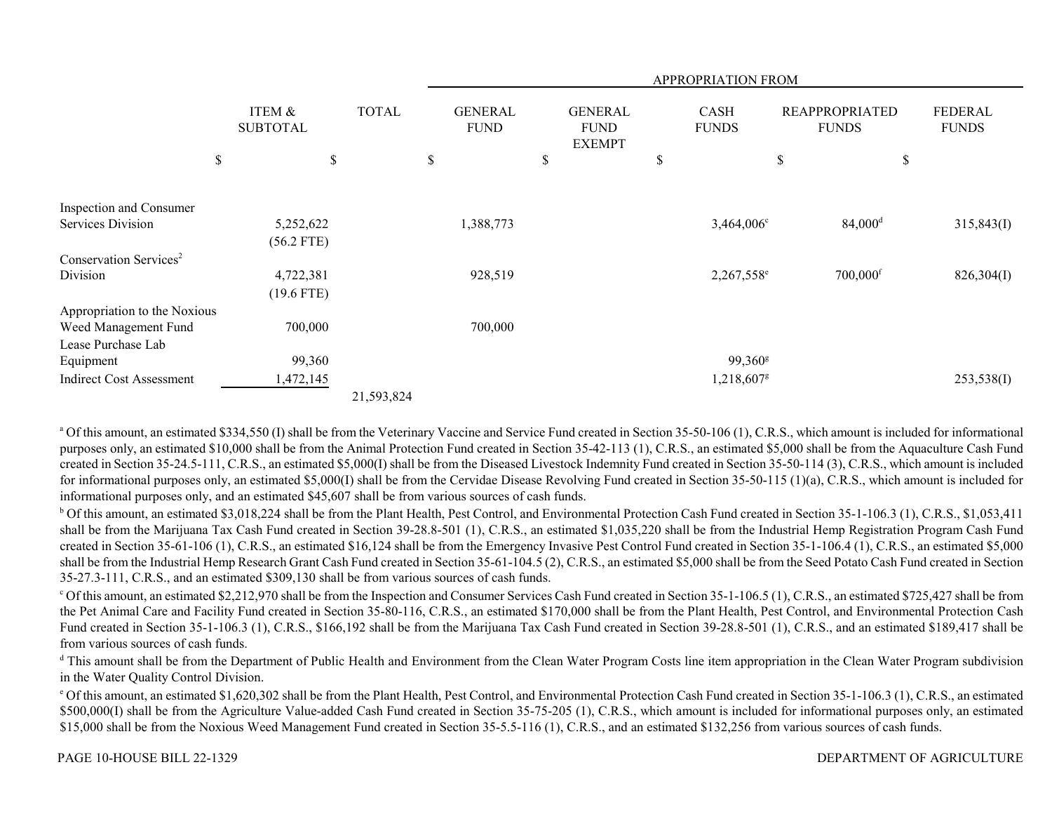| | ITEM & SUBTOTAL | TOTAL | APPROPRIATION FROM | | | | |
|---|---|---|---|---|---|---|---|
| | | | GENERAL FUND | GENERAL FUND EXEMPT | CASH FUNDS | REAPPROPRIATED FUNDS | FEDERAL FUNDS |
| | $ | $ | $ | $ | $ | $ | $ |
| Inspection and Consumer Services Division | 5,252,622 (56.2 FTE) | | 1,388,773 | | 3,464,006[c] | 84,000[d] | 315,843(I) |
| Conservation Services[2] Division | 4,722,381 (19.6 FTE) | | 928,519 | | 2,267,558[e] | 700,000[f] | 826,304(I) |
| Appropriation to the Noxious Weed Management Fund | 700,000 | | 700,000 | | | | |
| Lease Purchase Lab Equipment | 99,360 | | | | 99,360[g] | | |
| Indirect Cost Assessment | 1,472,145 | | | | 1,218,607[g] | | 253,538(I) |
| | | 21,593,824 | | | | | |

[a] Of this amount, an estimated $334,550 (I) shall be from the Veterinary Vaccine and Service Fund created in Section 35-50-106 (1), C.R.S., which amount is included for informational purposes only, an estimated $10,000 shall be from the Animal Protection Fund created in Section 35-42-113 (1), C.R.S., an estimated $5,000 shall be from the Aquaculture Cash Fund created in Section 35-24.5-111, C.R.S., an estimated $5,000(I) shall be from the Diseased Livestock Indemnity Fund created in Section 35-50-114 (3), C.R.S., which amount is included for informational purposes only, an estimated $5,000(I) shall be from the Cervidae Disease Revolving Fund created in Section 35-50-115 (1)(a), C.R.S., which amount is included for informational purposes only, and an estimated $45,607 shall be from various sources of cash funds.

[b] Of this amount, an estimated $3,018,224 shall be from the Plant Health, Pest Control, and Environmental Protection Cash Fund created in Section 35-1-106.3 (1), C.R.S., $1,053,411 shall be from the Marijuana Tax Cash Fund created in Section 39-28.8-501 (1), C.R.S., an estimated $1,035,220 shall be from the Industrial Hemp Registration Program Cash Fund created in Section 35-61-106 (1), C.R.S., an estimated $16,124 shall be from the Emergency Invasive Pest Control Fund created in Section 35-1-106.4 (1), C.R.S., an estimated $5,000 shall be from the Industrial Hemp Research Grant Cash Fund created in Section 35-61-104.5 (2), C.R.S., an estimated $5,000 shall be from the Seed Potato Cash Fund created in Section 35-27.3-111, C.R.S., and an estimated $309,130 shall be from various sources of cash funds.

[c] Of this amount, an estimated $2,212,970 shall be from the Inspection and Consumer Services Cash Fund created in Section 35-1-106.5 (1), C.R.S., an estimated $725,427 shall be from the Pet Animal Care and Facility Fund created in Section 35-80-116, C.R.S., an estimated $170,000 shall be from the Plant Health, Pest Control, and Environmental Protection Cash Fund created in Section 35-1-106.3 (1), C.R.S., $166,192 shall be from the Marijuana Tax Cash Fund created in Section 39-28.8-501 (1), C.R.S., and an estimated $189,417 shall be from various sources of cash funds.

[d] This amount shall be from the Department of Public Health and Environment from the Clean Water Program Costs line item appropriation in the Clean Water Program subdivision in the Water Quality Control Division.

[e] Of this amount, an estimated $1,620,302 shall be from the Plant Health, Pest Control, and Environmental Protection Cash Fund created in Section 35-1-106.3 (1), C.R.S., an estimated $500,000(I) shall be from the Agriculture Value-added Cash Fund created in Section 35-75-205 (1), C.R.S., which amount is included for informational purposes only, an estimated $15,000 shall be from the Noxious Weed Management Fund created in Section 35-5.5-116 (1), C.R.S., and an estimated $132,256 from various sources of cash funds.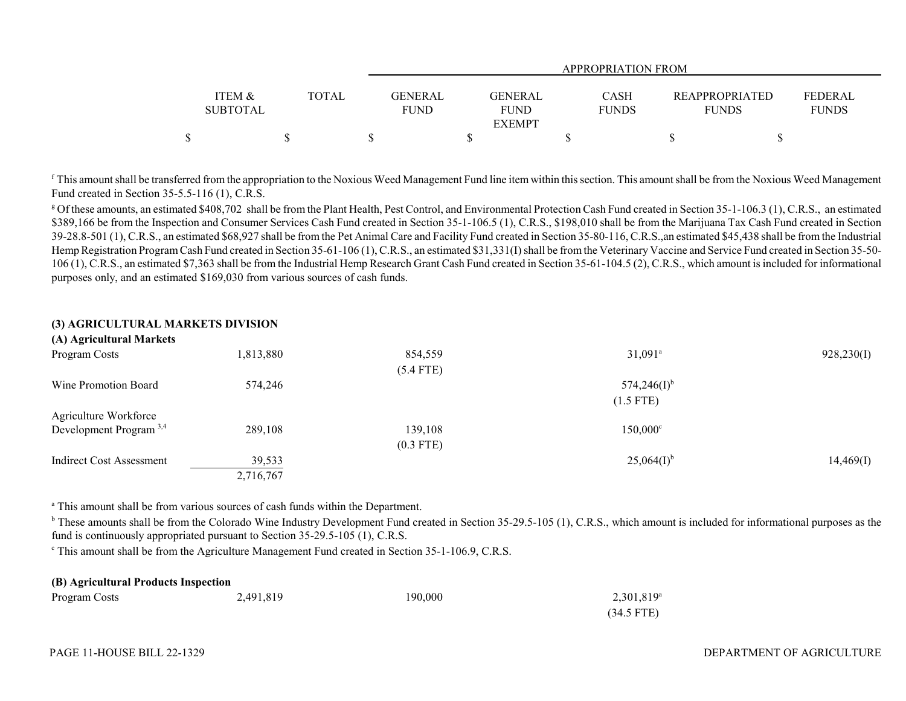| | ITEM & SUBTOTAL | TOTAL | APPROPRIATION FROM GENERAL FUND | GENERAL FUND EXEMPT | CASH FUNDS | REAPPROPRIATED FUNDS | FEDERAL FUNDS |
|---|---|---|---|---|---|---|---|
| | $ | $ | $ | $ | $ | $ | $ |

[f] This amount shall be transferred from the appropriation to the Noxious Weed Management Fund line item within this section. This amount shall be from the Noxious Weed Management Fund created in Section 35-5.5-116 (1), C.R.S.

[g] Of these amounts, an estimated $408,702 shall be from the Plant Health, Pest Control, and Environmental Protection Cash Fund created in Section 35-1-106.3 (1), C.R.S., an estimated $389,166 be from the Inspection and Consumer Services Cash Fund created in Section 35-1-106.5 (1), C.R.S., $198,010 shall be from the Marijuana Tax Cash Fund created in Section 39-28.8-501 (1), C.R.S., an estimated $68,927 shall be from the Pet Animal Care and Facility Fund created in Section 35-80-116, C.R.S.,an estimated $45,438 shall be from the Industrial Hemp Registration Program Cash Fund created in Section 35-61-106 (1), C.R.S., an estimated $31,331(I) shall be from the Veterinary Vaccine and Service Fund created in Section 35-50-106 (1), C.R.S., an estimated $7,363 shall be from the Industrial Hemp Research Grant Cash Fund created in Section 35-61-104.5 (2), C.R.S., which amount is included for informational purposes only, and an estimated $169,030 from various sources of cash funds.

**(3) AGRICULTURAL MARKETS DIVISION**

**(A) Agricultural Markets**

| | ITEM & SUBTOTAL | TOTAL | GENERAL FUND | GENERAL FUND EXEMPT | CASH FUNDS | REAPPROPRIATED FUNDS | FEDERAL FUNDS |
|---|---|---|---|---|---|---|---|
| Program Costs | 1,813,880 | | 854,559 (5.4 FTE) | | 31,091[a] | | 928,230(I) |
| Wine Promotion Board | 574,246 | | | | 574,246(I)[b] (1.5 FTE) | | |
| Agriculture Workforce Development Program [3,4] | 289,108 | | 139,108 (0.3 FTE) | | 150,000[c] | | |
| Indirect Cost Assessment | 39,533 | | | | 25,064(I)[b] | | 14,469(I) |
| | 2,716,767 | | | | | | |

[a] This amount shall be from various sources of cash funds within the Department.

[b] These amounts shall be from the Colorado Wine Industry Development Fund created in Section 35-29.5-105 (1), C.R.S., which amount is included for informational purposes as the fund is continuously appropriated pursuant to Section 35-29.5-105 (1), C.R.S.

[c] This amount shall be from the Agriculture Management Fund created in Section 35-1-106.9, C.R.S.

**(B) Agricultural Products Inspection**

| | ITEM & SUBTOTAL | TOTAL | GENERAL FUND | GENERAL FUND EXEMPT | CASH FUNDS | REAPPROPRIATED FUNDS | FEDERAL FUNDS |
|---|---|---|---|---|---|---|---|
| Program Costs | 2,491,819 | | 190,000 | | 2,301,819[a] (34.5 FTE) | | |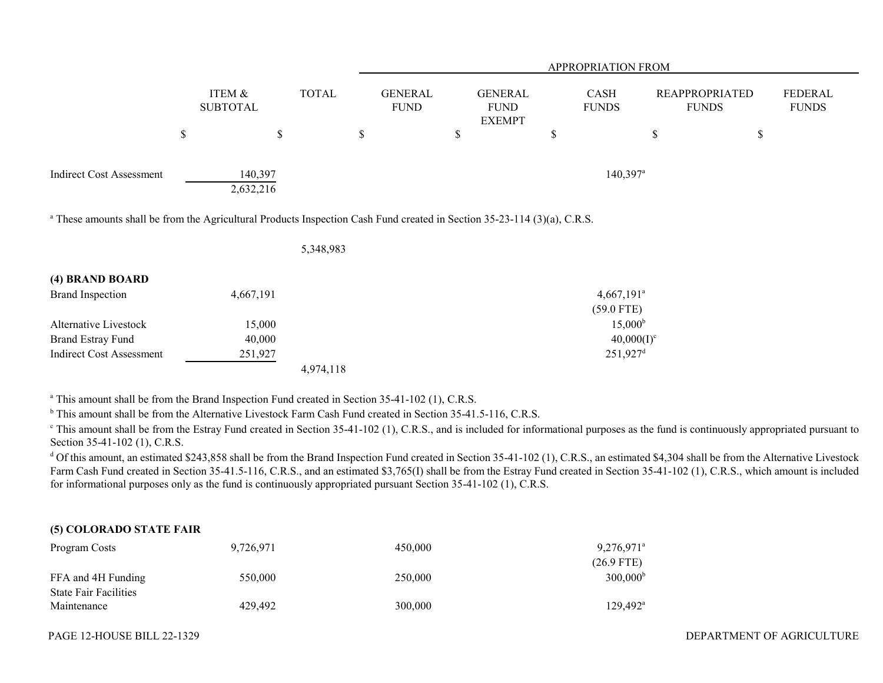| | ITEM & SUBTOTAL | TOTAL | APPROPRIATION FROM GENERAL FUND | GENERAL FUND EXEMPT | CASH FUNDS | REAPPROPRIATED FUNDS | FEDERAL FUNDS |
|---|---|---|---|---|---|---|---|
| | $ | $ | $ | $ | $ | $ | $ |
| Indirect Cost Assessment | 140,397 | | | | 140,397[a] | | |
| | 2,632,216 | | | | | | |

[a] These amounts shall be from the Agricultural Products Inspection Cash Fund created in Section 35-23-114 (3)(a), C.R.S.

| | ITEM & SUBTOTAL | TOTAL | GENERAL FUND | GENERAL FUND EXEMPT | CASH FUNDS | REAPPROPRIATED FUNDS | FEDERAL FUNDS |
|---|---|---|---|---|---|---|---|
| | | 5,348,983 | | | | | |
| **(4) BRAND BOARD** | | | | | | | |
| Brand Inspection | 4,667,191 | | | | 4,667,191[a] (59.0 FTE) | | |
| Alternative Livestock | 15,000 | | | | 15,000[b] | | |
| Brand Estray Fund | 40,000 | | | | 40,000(I)[c] | | |
| Indirect Cost Assessment | 251,927 | | | | 251,927[d] | | |
| | | 4,974,118 | | | | | |

[a] This amount shall be from the Brand Inspection Fund created in Section 35-41-102 (1), C.R.S.

[b] This amount shall be from the Alternative Livestock Farm Cash Fund created in Section 35-41.5-116, C.R.S.

[c] This amount shall be from the Estray Fund created in Section 35-41-102 (1), C.R.S., and is included for informational purposes as the fund is continuously appropriated pursuant to Section 35-41-102 (1), C.R.S.

[d] Of this amount, an estimated $243,858 shall be from the Brand Inspection Fund created in Section 35-41-102 (1), C.R.S., an estimated $4,304 shall be from the Alternative Livestock Farm Cash Fund created in Section 35-41.5-116, C.R.S., and an estimated $3,765(I) shall be from the Estray Fund created in Section 35-41-102 (1), C.R.S., which amount is included for informational purposes only as the fund is continuously appropriated pursuant Section 35-41-102 (1), C.R.S.

| | ITEM & SUBTOTAL | TOTAL | GENERAL FUND | GENERAL FUND EXEMPT | CASH FUNDS | REAPPROPRIATED FUNDS | FEDERAL FUNDS |
|---|---|---|---|---|---|---|---|
| **(5) COLORADO STATE FAIR** | | | | | | | |
| Program Costs | 9,726,971 | | 450,000 | | 9,276,971[a] (26.9 FTE) | | |
| FFA and 4H Funding | 550,000 | | 250,000 | | 300,000[b] | | |
| State Fair Facilities Maintenance | 429,492 | | 300,000 | | 129,492[a] | | |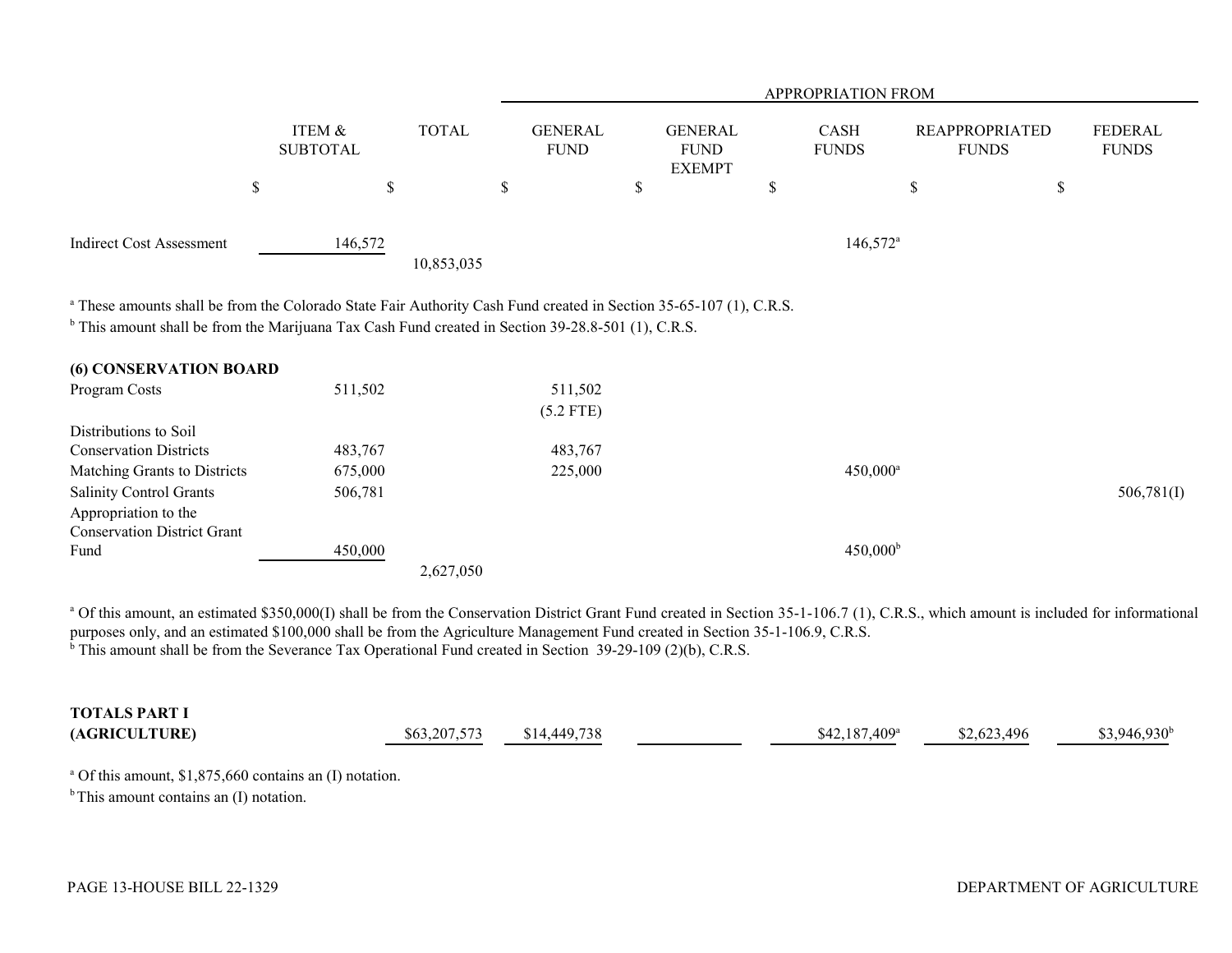| | ITEM & SUBTOTAL | TOTAL | APPROPRIATION FROM | | | | |
|---|---|---|---|---|---|---|---|
| | | | GENERAL FUND | GENERAL FUND EXEMPT | CASH FUNDS | REAPPROPRIATED FUNDS | FEDERAL FUNDS |
| | $ | $ | $ | $ | $ | $ | $ |
| Indirect Cost Assessment | 146,572 | | | | 146,572[a] | | |
| | | 10,853,035 | | | | | |

[a] These amounts shall be from the Colorado State Fair Authority Cash Fund created in Section 35-65-107 (1), C.R.S.
[b] This amount shall be from the Marijuana Tax Cash Fund created in Section 39-28.8-501 (1), C.R.S.

**(6) CONSERVATION BOARD**

| | ITEM & SUBTOTAL | TOTAL | GENERAL FUND | GENERAL FUND EXEMPT | CASH FUNDS | REAPPROPRIATED FUNDS | FEDERAL FUNDS |
|---|---|---|---|---|---|---|---|
| Program Costs | 511,502 | | 511,502<br>(5.2 FTE) | | | | |
| Distributions to Soil Conservation Districts | 483,767 | | 483,767 | | | | |
| Matching Grants to Districts | 675,000 | | 225,000 | | 450,000[a] | | |
| Salinity Control Grants | 506,781 | | | | | | 506,781(I) |
| Appropriation to the Conservation District Grant Fund | 450,000 | | | | 450,000[b] | | |
| | | 2,627,050 | | | | | |

[a] Of this amount, an estimated $350,000(I) shall be from the Conservation District Grant Fund created in Section 35-1-106.7 (1), C.R.S., which amount is included for informational purposes only, and an estimated $100,000 shall be from the Agriculture Management Fund created in Section 35-1-106.9, C.R.S.
[b] This amount shall be from the Severance Tax Operational Fund created in Section 39-29-109 (2)(b), C.R.S.

| | ITEM & SUBTOTAL | TOTAL | GENERAL FUND | GENERAL FUND EXEMPT | CASH FUNDS | REAPPROPRIATED FUNDS | FEDERAL FUNDS |
|---|---|---|---|---|---|---|---|
| **TOTALS PART I (AGRICULTURE)** | | $63,207,573 | $14,449,738 | | $42,187,409[a] | $2,623,496 | $3,946,930[b] |

[a] Of this amount, $1,875,660 contains an (I) notation.
[b] This amount contains an (I) notation.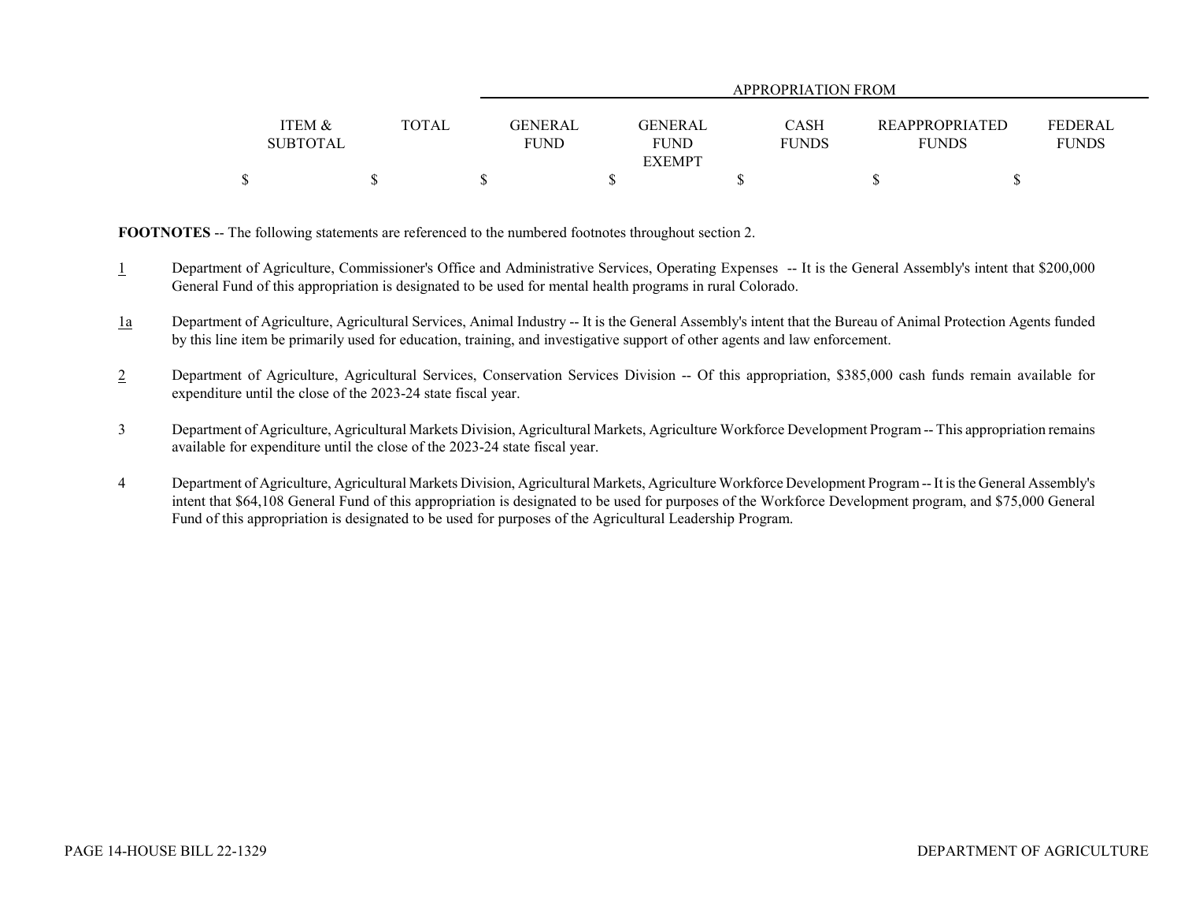| | | APPROPRIATION FROM | | | | |
|---|---|---|---|---|---|---|
| ITEM & SUBTOTAL | TOTAL | GENERAL FUND | GENERAL FUND EXEMPT | CASH FUNDS | REAPPROPRIATED FUNDS | FEDERAL FUNDS |
| $ | $ | $ | $ | $ | $ | $ |

**FOOTNOTES** -- The following statements are referenced to the numbered footnotes throughout section 2.

1 Department of Agriculture, Commissioner's Office and Administrative Services, Operating Expenses -- It is the General Assembly's intent that $200,000 General Fund of this appropriation is designated to be used for mental health programs in rural Colorado.

1a Department of Agriculture, Agricultural Services, Animal Industry -- It is the General Assembly's intent that the Bureau of Animal Protection Agents funded by this line item be primarily used for education, training, and investigative support of other agents and law enforcement.

2 Department of Agriculture, Agricultural Services, Conservation Services Division -- Of this appropriation, $385,000 cash funds remain available for expenditure until the close of the 2023-24 state fiscal year.

3 Department of Agriculture, Agricultural Markets Division, Agricultural Markets, Agriculture Workforce Development Program -- This appropriation remains available for expenditure until the close of the 2023-24 state fiscal year.

4 Department of Agriculture, Agricultural Markets Division, Agricultural Markets, Agriculture Workforce Development Program -- It is the General Assembly's intent that $64,108 General Fund of this appropriation is designated to be used for purposes of the Workforce Development program, and $75,000 General Fund of this appropriation is designated to be used for purposes of the Agricultural Leadership Program.